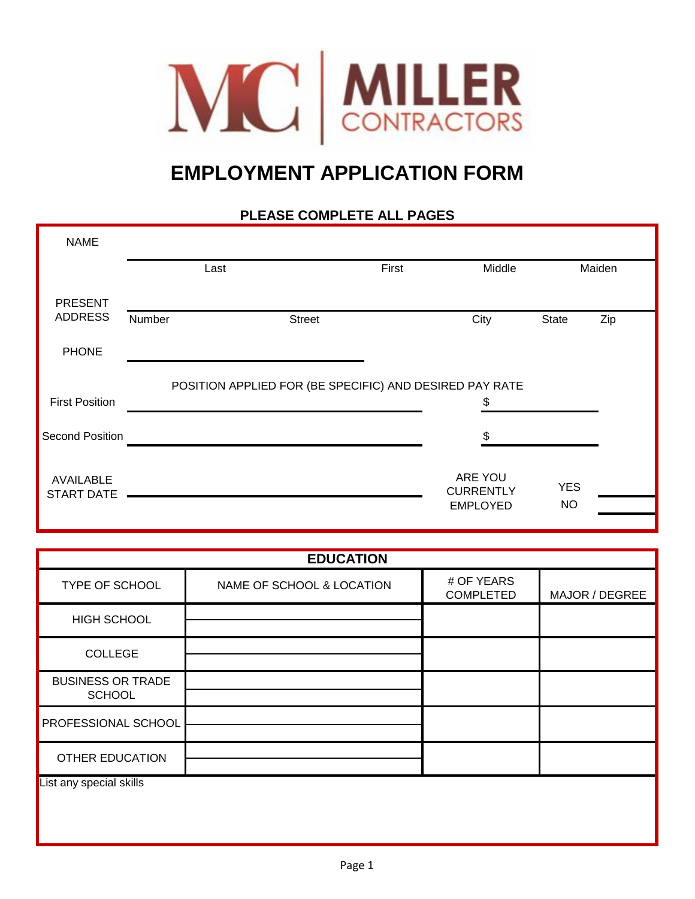MILLER CONTRACTORS

# EMPLOYMENT APPLICATION FORM

## PLEASE COMPLETE ALL PAGES

NAME

| Last | First | Middle | Maiden |
|---|---|---|---|
| | | | |

PRESENT ADDRESS

| Number | Street | City | State | Zip |
|---|---|---|---|---|
| | | | | |

PHONE ______________________

POSITION APPLIED FOR (BE SPECIFIC) AND DESIRED PAY RATE

First Position ______________________ $ __________

Second Position ______________________ $ __________

AVAILABLE START DATE ______________________

ARE YOU CURRENTLY EMPLOYED  YES ______  NO ______

## EDUCATION

| TYPE OF SCHOOL | NAME OF SCHOOL & LOCATION | # OF YEARS COMPLETED | MAJOR / DEGREE |
|---|---|---|---|
| HIGH SCHOOL | | | |
| COLLEGE | | | |
| BUSINESS OR TRADE SCHOOL | | | |
| PROFESSIONAL SCHOOL | | | |
| OTHER EDUCATION | | | |

List any special skills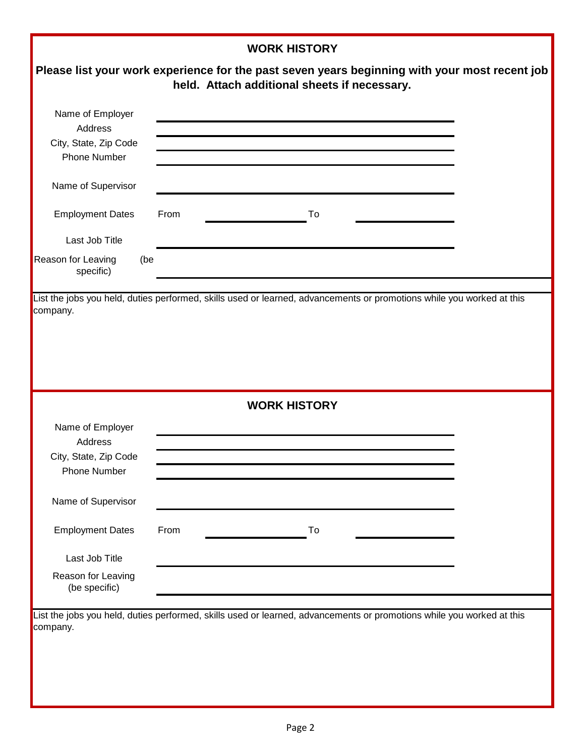## WORK HISTORY

**Please list your work experience for the past seven years beginning with your most recent job held. Attach additional sheets if necessary.**

Name of Employer ______________________________

Address ______________________________

City, State, Zip Code ______________________________

Phone Number ______________________________

Name of Supervisor ______________________________

Employment Dates From ______________ To ______________

Last Job Title ______________________________

Reason for Leaving (be specific) ______________________________

List the jobs you held, duties performed, skills used or learned, advancements or promotions while you worked at this company.

## WORK HISTORY

Name of Employer ______________________________

Address ______________________________

City, State, Zip Code ______________________________

Phone Number ______________________________

Name of Supervisor ______________________________

Employment Dates From ______________ To ______________

Last Job Title ______________________________

Reason for Leaving (be specific) ______________________________

List the jobs you held, duties performed, skills used or learned, advancements or promotions while you worked at this company.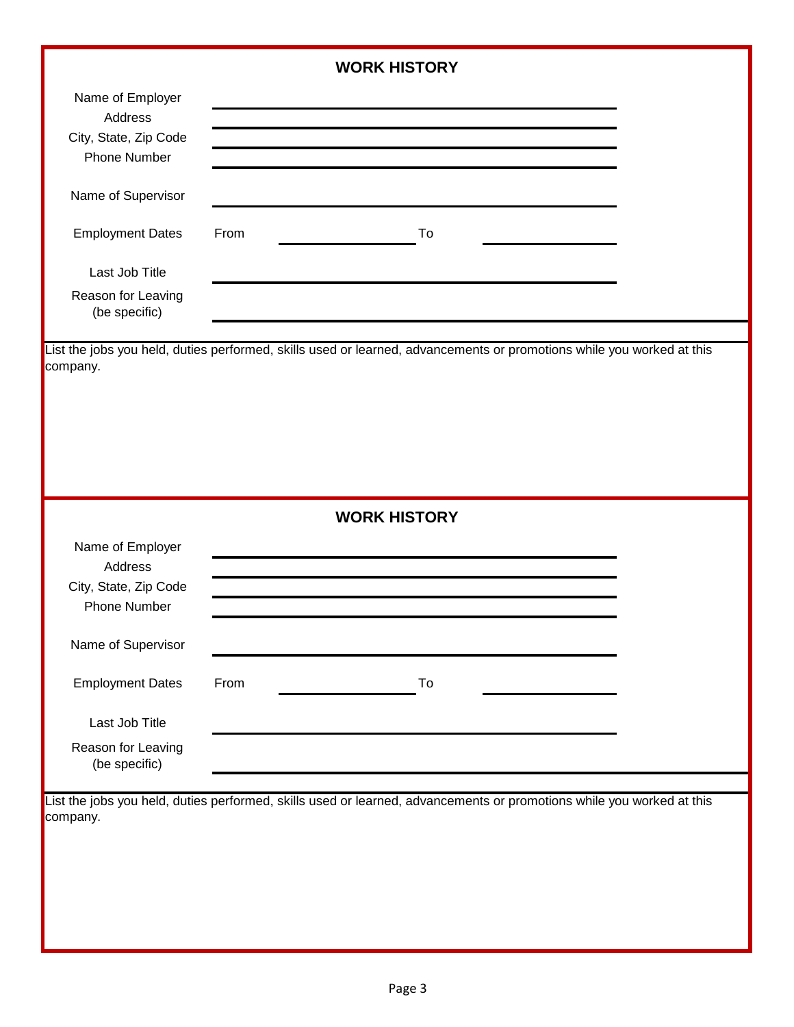## WORK HISTORY

Name of Employer ______________________________

Address ______________________________

City, State, Zip Code ______________________________

Phone Number ______________________________

Name of Supervisor ______________________________

Employment Dates From ______________ To ______________

Last Job Title ______________________________

Reason for Leaving (be specific) ______________________________

List the jobs you held, duties performed, skills used or learned, advancements or promotions while you worked at this company.

## WORK HISTORY

Name of Employer ______________________________

Address ______________________________

City, State, Zip Code ______________________________

Phone Number ______________________________

Name of Supervisor ______________________________

Employment Dates From ______________ To ______________

Last Job Title ______________________________

Reason for Leaving (be specific) ______________________________

List the jobs you held, duties performed, skills used or learned, advancements or promotions while you worked at this company.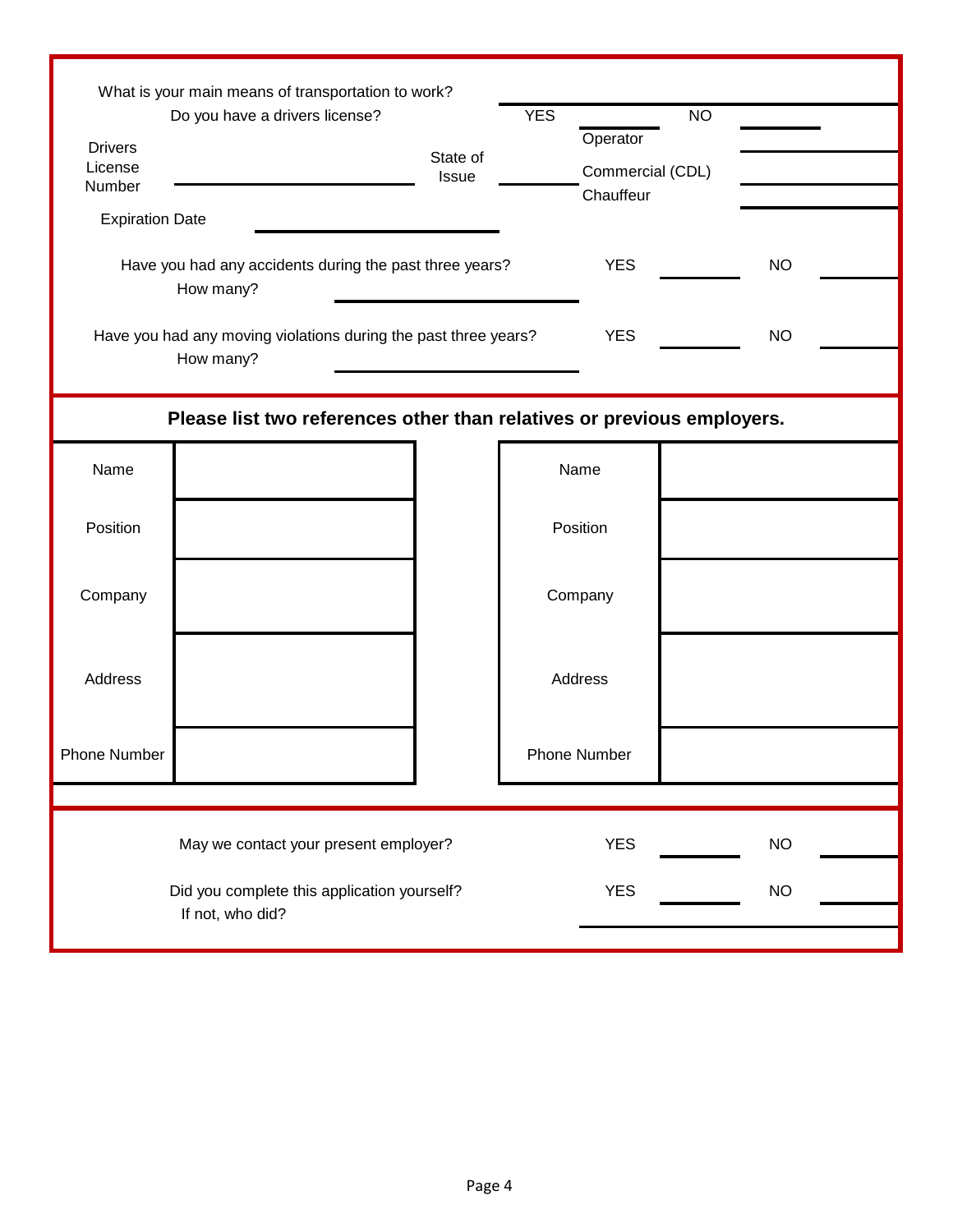What is your main means of transportation to work? ____________________

Do you have a drivers license? YES ________ NO ________

Drivers License Number ____________________ State of Issue ________

Operator ________

Commercial (CDL) ________

Chauffeur ________

Expiration Date ____________________

Have you had any accidents during the past three years? YES ________ NO ________

How many? ____________________

Have you had any moving violations during the past three years? YES ________ NO ________

How many? ____________________

**Please list two references other than relatives or previous employers.**

| | | | | |
|---|---|---|---|---|
| Name | | | Name | |
| Position | | | Position | |
| Company | | | Company | |
| Address | | | Address | |
| Phone Number | | | Phone Number | |

May we contact your present employer? YES ________ NO ________

Did you complete this application yourself? YES ________ NO ________

If not, who did? ____________________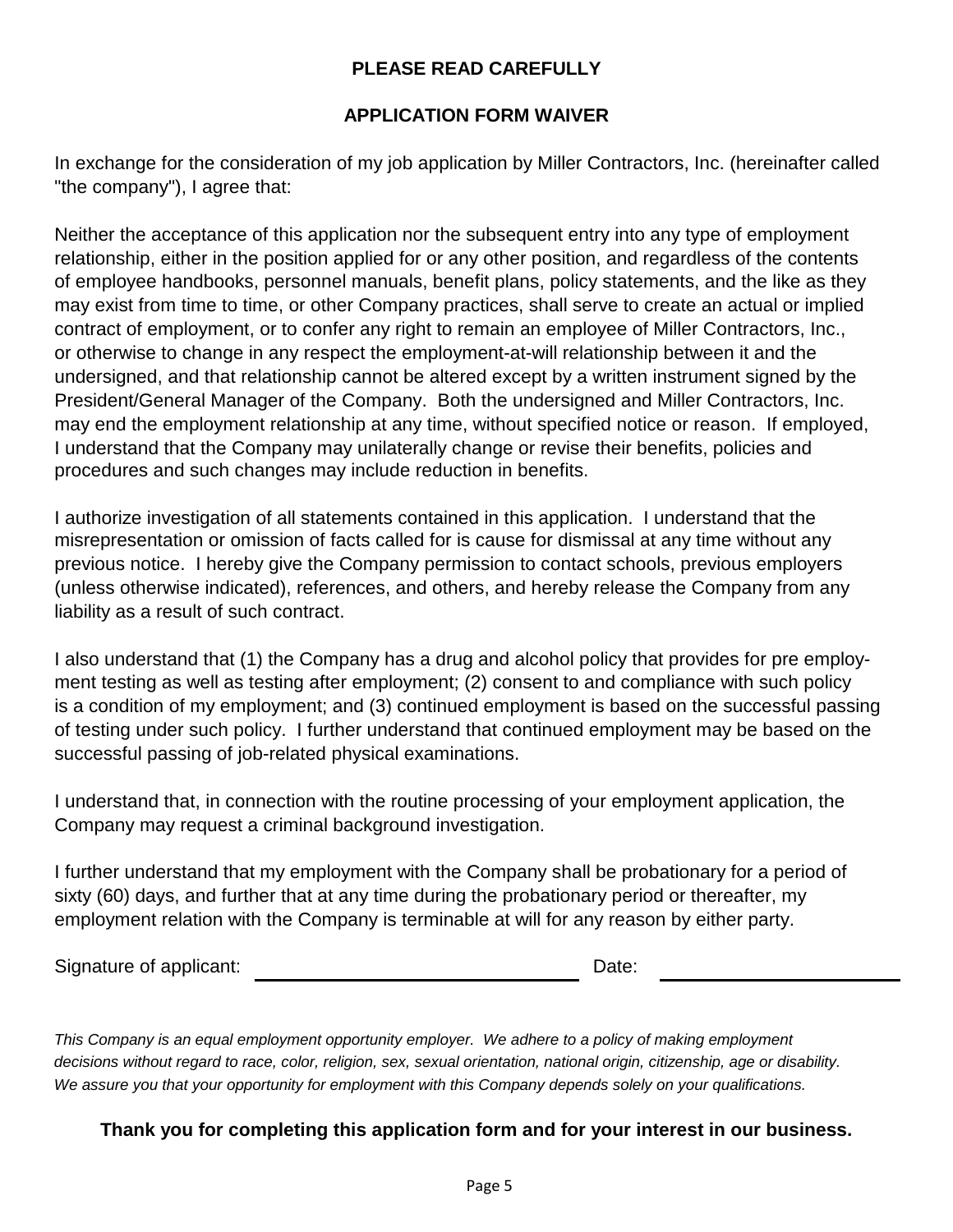**PLEASE READ CAREFULLY**

**APPLICATION FORM WAIVER**

In exchange for the consideration of my job application by Miller Contractors, Inc. (hereinafter called "the company"), I agree that:

Neither the acceptance of this application nor the subsequent entry into any type of employment relationship, either in the position applied for or any other position, and regardless of the contents of employee handbooks, personnel manuals, benefit plans, policy statements, and the like as they may exist from time to time, or other Company practices, shall serve to create an actual or implied contract of employment, or to confer any right to remain an employee of Miller Contractors, Inc., or otherwise to change in any respect the employment-at-will relationship between it and the undersigned, and that relationship cannot be altered except by a written instrument signed by the President/General Manager of the Company. Both the undersigned and Miller Contractors, Inc. may end the employment relationship at any time, without specified notice or reason. If employed, I understand that the Company may unilaterally change or revise their benefits, policies and procedures and such changes may include reduction in benefits.

I authorize investigation of all statements contained in this application. I understand that the misrepresentation or omission of facts called for is cause for dismissal at any time without any previous notice. I hereby give the Company permission to contact schools, previous employers (unless otherwise indicated), references, and others, and hereby release the Company from any liability as a result of such contract.

I also understand that (1) the Company has a drug and alcohol policy that provides for pre employment testing as well as testing after employment; (2) consent to and compliance with such policy is a condition of my employment; and (3) continued employment is based on the successful passing of testing under such policy. I further understand that continued employment may be based on the successful passing of job-related physical examinations.

I understand that, in connection with the routine processing of your employment application, the Company may request a criminal background investigation.

I further understand that my employment with the Company shall be probationary for a period of sixty (60) days, and further that at any time during the probationary period or thereafter, my employment relation with the Company is terminable at will for any reason by either party.

Signature of applicant: ______________________________ Date: ______________________

*This Company is an equal employment opportunity employer. We adhere to a policy of making employment decisions without regard to race, color, religion, sex, sexual orientation, national origin, citizenship, age or disability. We assure you that your opportunity for employment with this Company depends solely on your qualifications.*

**Thank you for completing this application form and for your interest in our business.**